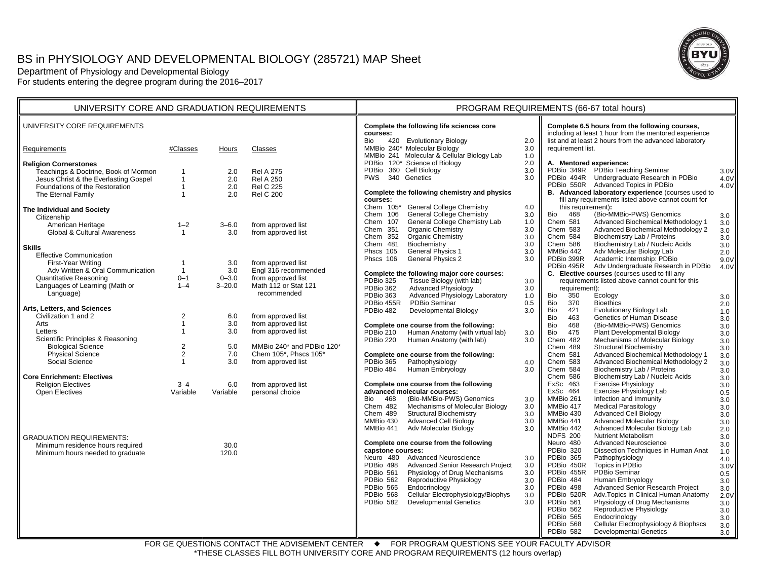# BS in PHYSIOLOGY AND DEVELOPMENTAL BIOLOGY (285721) MAP Sheet

Department of Physiology and Developmental Biology
For students entering the degree program during the 2016–2017

## UNIVERSITY CORE AND GRADUATION REQUIREMENTS

### UNIVERSITY CORE REQUIREMENTS

| Requirements | #Classes | Hours | Classes |
|---|---|---|---|
| **Religion Cornerstones** | | | |
| Teachings & Doctrine, Book of Mormon | 1 | 2.0 | Rel A 275 |
| Jesus Christ & the Everlasting Gospel | 1 | 2.0 | Rel A 250 |
| Foundations of the Restoration | 1 | 2.0 | Rel C 225 |
| The Eternal Family | 1 | 2.0 | Rel C 200 |
| **The Individual and Society** | | | |
| Citizenship | | | |
| American Heritage | 1–2 | 3–6.0 | from approved list |
| Global & Cultural Awareness | 1 | 3.0 | from approved list |
| **Skills** | | | |
| Effective Communication | | | |
| First-Year Writing | 1 | 3.0 | from approved list |
| Adv Written & Oral Communication | 1 | 3.0 | Engl 316 recommended |
| Quantitative Reasoning | 0–1 | 0–3.0 | from approved list |
| Languages of Learning (Math or Language) | 1–4 | 3–20.0 | Math 112 or Stat 121 recommended |
| **Arts, Letters, and Sciences** | | | |
| Civilization 1 and 2 | 2 | 6.0 | from approved list |
| Arts | 1 | 3.0 | from approved list |
| Letters | 1 | 3.0 | from approved list |
| Scientific Principles & Reasoning | | | |
| Biological Science | 2 | 5.0 | MMBio 240* and PDBio 120* |
| Physical Science | 2 | 7.0 | Chem 105*, Phscs 105* |
| Social Science | 1 | 3.0 | from approved list |
| **Core Enrichment: Electives** | | | |
| Religion Electives | 3–4 | 6.0 | from approved list |
| Open Electives | Variable | Variable | personal choice |

### GRADUATION REQUIREMENTS:

| | | |
|---|---|---|
| Minimum residence hours required | | 30.0 |
| Minimum hours needed to graduate | | 120.0 |

## PROGRAM REQUIREMENTS (66-67 total hours)

**Complete the following life sciences core courses:**

| Course | Title | Hours |
|---|---|---|
| Bio 420 | Evolutionary Biology | 2.0 |
| MMBio 240* | Molecular Biology | 3.0 |
| MMBio 241 | Molecular & Cellular Biology Lab | 1.0 |
| PDBio 120* | Science of Biology | 2.0 |
| PDBio 360 | Cell Biology | 3.0 |
| PWS 340 | Genetics | 3.0 |

**Complete the following chemistry and physics courses:**

| Course | Title | Hours |
|---|---|---|
| Chem 105* | General College Chemistry | 4.0 |
| Chem 106 | General College Chemistry | 3.0 |
| Chem 107 | General College Chemistry Lab | 1.0 |
| Chem 351 | Organic Chemistry | 3.0 |
| Chem 352 | Organic Chemistry | 3.0 |
| Chem 481 | Biochemistry | 3.0 |
| Phscs 105 | General Physics 1 | 3.0 |
| Phscs 106 | General Physics 2 | 3.0 |

**Complete the following major core courses:**

| Course | Title | Hours |
|---|---|---|
| PDBio 325 | Tissue Biology (with lab) | 3.0 |
| PDBio 362 | Advanced Physiology | 3.0 |
| PDBio 363 | Advanced Physiology Laboratory | 1.0 |
| PDBio 455R | PDBio Seminar | 0.5 |
| PDBio 482 | Developmental Biology | 3.0 |

**Complete one course from the following:**

| Course | Title | Hours |
|---|---|---|
| PDBio 210 | Human Anatomy (with virtual lab) | 3.0 |
| PDBio 220 | Human Anatomy (with lab) | 3.0 |

**Complete one course from the following:**

| Course | Title | Hours |
|---|---|---|
| PDBio 365 | Pathophysiology | 4.0 |
| PDBio 484 | Human Embryology | 3.0 |

**Complete one course from the following advanced molecular courses:**

| Course | Title | Hours |
|---|---|---|
| Bio 468 | (Bio-MMBio-PWS) Genomics | 3.0 |
| Chem 482 | Mechanisms of Molecular Biology | 3.0 |
| Chem 489 | Structural Biochemistry | 3.0 |
| MMBio 430 | Advanced Cell Biology | 3.0 |
| MMBio 441 | Adv Molecular Biology | 3.0 |

**Complete one course from the following capstone courses:**

| Course | Title | Hours |
|---|---|---|
| Neuro 480 | Advanced Neuroscience | 3.0 |
| PDBio 498 | Advanced Senior Research Project | 3.0 |
| PDBio 561 | Physiology of Drug Mechanisms | 3.0 |
| PDBio 562 | Reproductive Physiology | 3.0 |
| PDBio 565 | Endocrinology | 3.0 |
| PDBio 568 | Cellular Electrophysiology/Biophys | 3.0 |
| PDBio 582 | Developmental Genetics | 3.0 |

**Complete 6.5 hours from the following courses,** including at least 1 hour from the mentored experience list and at least 2 hours from the advanced laboratory requirement list.

**A. Mentored experience:**

| Course | Title | Hours |
|---|---|---|
| PDBio 349R | PDBio Teaching Seminar | 3.0V |
| PDBio 494R | Undergraduate Research in PDBio | 4.0V |
| PDBio 550R | Advanced Topics in PDBio | 4.0V |

**B. Advanced laboratory experience** (courses used to fill any requirements listed above cannot count for this requirement)**:**

| Course | Title | Hours |
|---|---|---|
| Bio 468 | (Bio-MMBio-PWS) Genomics | 3.0 |
| Chem 581 | Advanced Biochemical Methodology 1 | 3.0 |
| Chem 583 | Advanced Biochemical Methodology 2 | 3.0 |
| Chem 584 | Biochemistry Lab / Proteins | 3.0 |
| Chem 586 | Biochemistry Lab / Nucleic Acids | 3.0 |
| MMBio 442 | Adv Molecular Biology Lab | 2.0 |
| PDBio 399R | Academic Internship: PDBio | 9.0V |
| PDBio 495R | Adv Undergraduate Research in PDBio | 4.0V |

**C. Elective courses** (courses used to fill any requirements listed above cannot count for this requirement):

| Course | Title | Hours |
|---|---|---|
| Bio 350 | Ecology | 3.0 |
| Bio 370 | Bioethics | 2.0 |
| Bio 421 | Evolutionary Biology Lab | 1.0 |
| Bio 463 | Genetics of Human Disease | 3.0 |
| Bio 468 | (Bio-MMBio-PWS) Genomics | 3.0 |
| Bio 475 | Plant Developmental Biology | 3.0 |
| Chem 482 | Mechanisms of Molecular Biology | 3.0 |
| Chem 489 | Structural Biochemistry | 3.0 |
| Chem 581 | Advanced Biochemical Methodology 1 | 3.0 |
| Chem 583 | Advanced Biochemical Methodology 2 | 3.0 |
| Chem 584 | Biochemistry Lab / Proteins | 3.0 |
| Chem 586 | Biochemistry Lab / Nucleic Acids | 3.0 |
| ExSc 463 | Exercise Physiology | 3.0 |
| ExSc 464 | Exercise Physiology Lab | 0.5 |
| MMBio 261 | Infection and Immunity | 3.0 |
| MMBio 417 | Medical Parasitology | 3.0 |
| MMBio 430 | Advanced Cell Biology | 3.0 |
| MMBio 441 | Advanced Molecular Biology | 3.0 |
| MMBio 442 | Advanced Molecular Biology Lab | 2.0 |
| NDFS 200 | Nutrient Metabolism | 3.0 |
| Neuro 480 | Advanced Neuroscience | 3.0 |
| PDBio 320 | Dissection Techniques in Human Anat | 1.0 |
| PDBio 365 | Pathophysiology | 4.0 |
| PDBio 450R | Topics in PDBio | 3.0V |
| PDBio 455R | PDBio Seminar | 0.5 |
| PDBio 484 | Human Embryology | 3.0 |
| PDBio 498 | Advanced Senior Research Project | 3.0 |
| PDBio 520R | Adv.Topics in Clinical Human Anatomy | 2.0V |
| PDBio 561 | Physiology of Drug Mechanisms | 3.0 |
| PDBio 562 | Reproductive Physiology | 3.0 |
| PDBio 565 | Endocrinology | 3.0 |
| PDBio 568 | Cellular Electrophysiology & Biophscs | 3.0 |
| PDBio 582 | Developmental Genetics | 3.0 |

FOR GE QUESTIONS CONTACT THE ADVISEMENT CENTER ◆ FOR PROGRAM QUESTIONS SEE YOUR FACULTY ADVISOR

*THESE CLASSES FILL BOTH UNIVERSITY CORE AND PROGRAM REQUIREMENTS (12 hours overlap)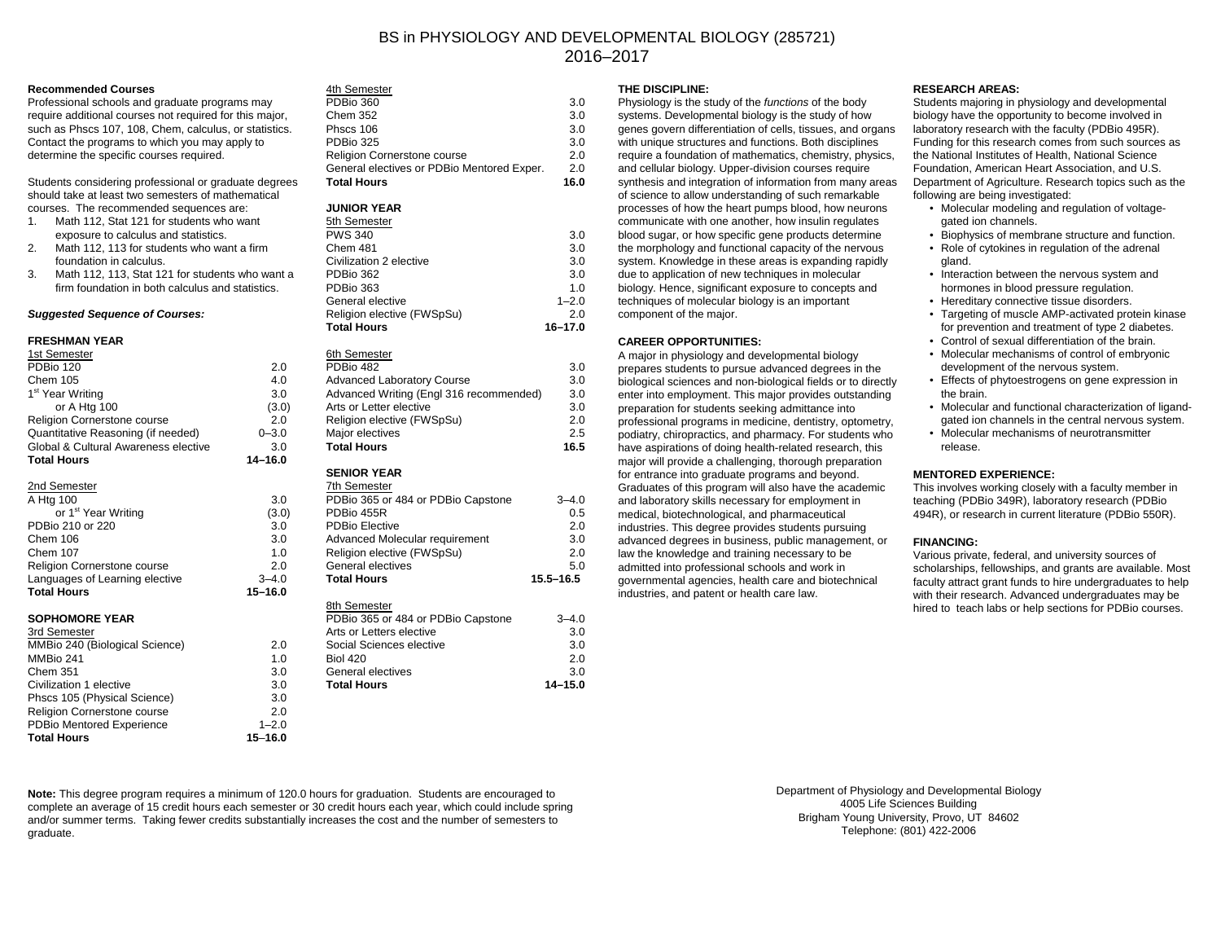# BS in PHYSIOLOGY AND DEVELOPMENTAL BIOLOGY (285721)
## 2016–2017

**Recommended Courses**

Professional schools and graduate programs may require additional courses not required for this major, such as Phscs 107, 108, Chem, calculus, or statistics. Contact the programs to which you may apply to determine the specific courses required.

Students considering professional or graduate degrees should take at least two semesters of mathematical courses. The recommended sequences are:

1. Math 112, Stat 121 for students who want exposure to calculus and statistics.
2. Math 112, 113 for students who want a firm foundation in calculus.
3. Math 112, 113, Stat 121 for students who want a firm foundation in both calculus and statistics.

***Suggested Sequence of Courses:***

**FRESHMAN YEAR**

| 1st Semester | |
|---|---|
| PDBio 120 | 2.0 |
| Chem 105 | 4.0 |
| 1st Year Writing | 3.0 |
| or A Htg 100 | (3.0) |
| Religion Cornerstone course | 2.0 |
| Quantitative Reasoning (if needed) | 0–3.0 |
| Global & Cultural Awareness elective | 3.0 |
| **Total Hours** | **14–16.0** |

| 2nd Semester | |
|---|---|
| A Htg 100 | 3.0 |
| or 1st Year Writing | (3.0) |
| PDBio 210 or 220 | 3.0 |
| Chem 106 | 3.0 |
| Chem 107 | 1.0 |
| Religion Cornerstone course | 2.0 |
| Languages of Learning elective | 3–4.0 |
| **Total Hours** | **15–16.0** |

**SOPHOMORE YEAR**

| 3rd Semester | |
|---|---|
| MMBio 240 (Biological Science) | 2.0 |
| MMBio 241 | 1.0 |
| Chem 351 | 3.0 |
| Civilization 1 elective | 3.0 |
| Phscs 105 (Physical Science) | 3.0 |
| Religion Cornerstone course | 2.0 |
| PDBio Mentored Experience | 1–2.0 |
| **Total Hours** | **15–16.0** |

| 4th Semester | |
|---|---|
| PDBio 360 | 3.0 |
| Chem 352 | 3.0 |
| Phscs 106 | 3.0 |
| PDBio 325 | 3.0 |
| Religion Cornerstone course | 2.0 |
| General electives or PDBio Mentored Exper. | 2.0 |
| **Total Hours** | **16.0** |

**JUNIOR YEAR**

| 5th Semester | |
|---|---|
| PWS 340 | 3.0 |
| Chem 481 | 3.0 |
| Civilization 2 elective | 3.0 |
| PDBio 362 | 3.0 |
| PDBio 363 | 1.0 |
| General elective | 1–2.0 |
| Religion elective (FWSpSu) | 2.0 |
| **Total Hours** | **16–17.0** |

| 6th Semester | |
|---|---|
| PDBio 482 | 3.0 |
| Advanced Laboratory Course | 3.0 |
| Advanced Writing (Engl 316 recommended) | 3.0 |
| Arts or Letter elective | 3.0 |
| Religion elective (FWSpSu) | 2.0 |
| Major electives | 2.5 |
| **Total Hours** | **16.5** |

**SENIOR YEAR**

| 7th Semester | |
|---|---|
| PDBio 365 or 484 or PDBio Capstone | 3–4.0 |
| PDBio 455R | 0.5 |
| PDBio Elective | 2.0 |
| Advanced Molecular requirement | 3.0 |
| Religion elective (FWSpSu) | 2.0 |
| General electives | 5.0 |
| **Total Hours** | **15.5–16.5** |

| 8th Semester | |
|---|---|
| PDBio 365 or 484 or PDBio Capstone | 3–4.0 |
| Arts or Letters elective | 3.0 |
| Social Sciences elective | 3.0 |
| Biol 420 | 2.0 |
| General electives | 3.0 |
| **Total Hours** | **14–15.0** |

**THE DISCIPLINE:**

Physiology is the study of the *functions* of the body systems. Developmental biology is the study of how genes govern differentiation of cells, tissues, and organs with unique structures and functions. Both disciplines require a foundation of mathematics, chemistry, physics, and cellular biology. Upper-division courses require synthesis and integration of information from many areas of science to allow understanding of such remarkable processes of how the heart pumps blood, how neurons communicate with one another, how insulin regulates blood sugar, or how specific gene products determine the morphology and functional capacity of the nervous system. Knowledge in these areas is expanding rapidly due to application of new techniques in molecular biology. Hence, significant exposure to concepts and techniques of molecular biology is an important component of the major.

**CAREER OPPORTUNITIES:**

A major in physiology and developmental biology prepares students to pursue advanced degrees in the biological sciences and non-biological fields or to directly enter into employment. This major provides outstanding preparation for students seeking admittance into professional programs in medicine, dentistry, optometry, podiatry, chiropractics, and pharmacy. For students who have aspirations of doing health-related research, this major will provide a challenging, thorough preparation for entrance into graduate programs and beyond. Graduates of this program will also have the academic and laboratory skills necessary for employment in medical, biotechnological, and pharmaceutical industries. This degree provides students pursuing advanced degrees in business, public management, or law the knowledge and training necessary to be admitted into professional schools and work in governmental agencies, health care and biotechnical industries, and patent or health care law.

**RESEARCH AREAS:**

Students majoring in physiology and developmental biology have the opportunity to become involved in laboratory research with the faculty (PDBio 495R). Funding for this research comes from such sources as the National Institutes of Health, National Science Foundation, American Heart Association, and U.S. Department of Agriculture. Research topics such as the following are being investigated:

- Molecular modeling and regulation of voltage-gated ion channels.
- Biophysics of membrane structure and function.
- Role of cytokines in regulation of the adrenal gland.
- Interaction between the nervous system and hormones in blood pressure regulation.
- Hereditary connective tissue disorders.
- Targeting of muscle AMP-activated protein kinase for prevention and treatment of type 2 diabetes.
- Control of sexual differentiation of the brain.
- Molecular mechanisms of control of embryonic development of the nervous system.
- Effects of phytoestrogens on gene expression in the brain.
- Molecular and functional characterization of ligand-gated ion channels in the central nervous system.
- Molecular mechanisms of neurotransmitter release.

**MENTORED EXPERIENCE:**

This involves working closely with a faculty member in teaching (PDBio 349R), laboratory research (PDBio 494R), or research in current literature (PDBio 550R).

**FINANCING:**

Various private, federal, and university sources of scholarships, fellowships, and grants are available. Most faculty attract grant funds to hire undergraduates to help with their research. Advanced undergraduates may be hired to teach labs or help sections for PDBio courses.

**Note:** This degree program requires a minimum of 120.0 hours for graduation. Students are encouraged to complete an average of 15 credit hours each semester or 30 credit hours each year, which could include spring and/or summer terms. Taking fewer credits substantially increases the cost and the number of semesters to graduate.

Department of Physiology and Developmental Biology
4005 Life Sciences Building
Brigham Young University, Provo, UT 84602
Telephone: (801) 422-2006